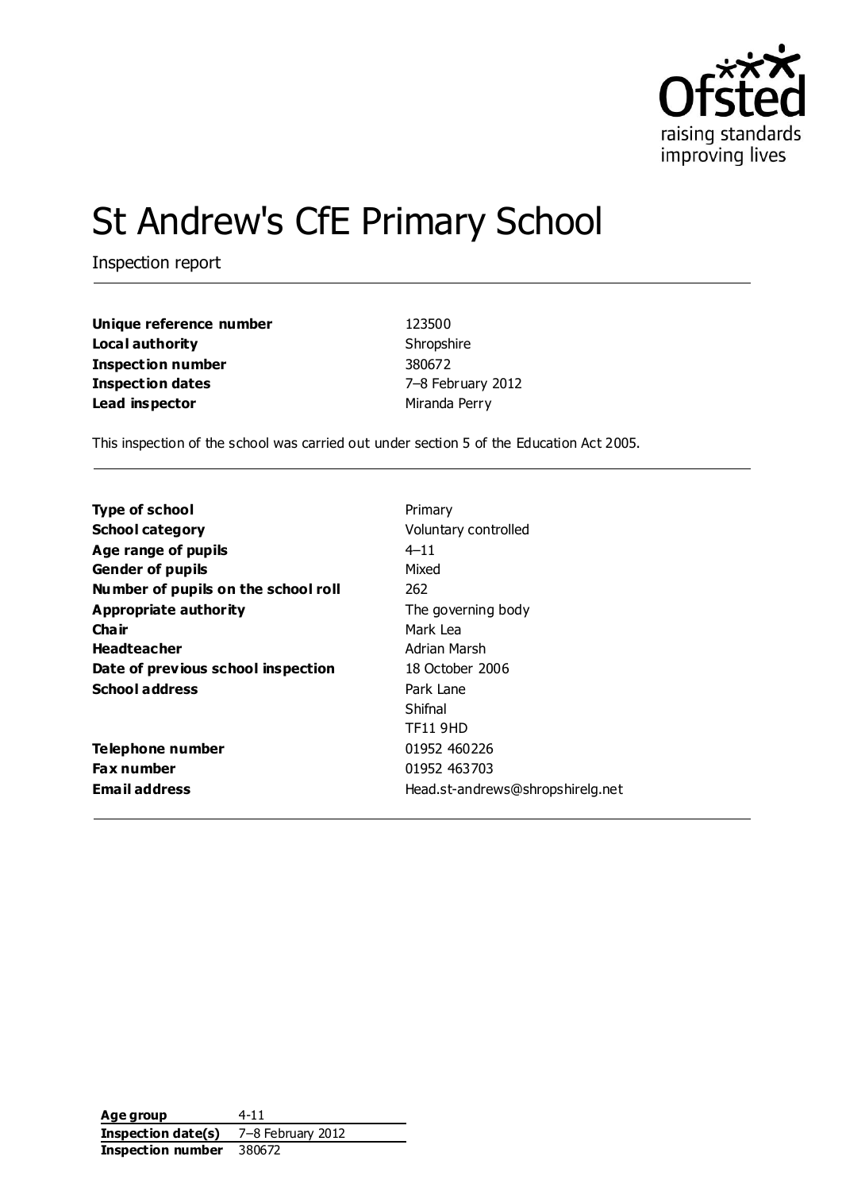# St Andrew's CfE Primary School

Inspection report

| | |
|---|---|
| **Unique reference number** | 123500 |
| **Local authority** | Shropshire |
| **Inspection number** | 380672 |
| **Inspection dates** | 7–8 February 2012 |
| **Lead inspector** | Miranda Perry |

This inspection of the school was carried out under section 5 of the Education Act 2005.

| | |
|---|---|
| **Type of school** | Primary |
| **School category** | Voluntary controlled |
| **Age range of pupils** | 4–11 |
| **Gender of pupils** | Mixed |
| **Number of pupils on the school roll** | 262 |
| **Appropriate authority** | The governing body |
| **Chair** | Mark Lea |
| **Headteacher** | Adrian Marsh |
| **Date of previous school inspection** | 18 October 2006 |
| **School address** | Park Lane<br>Shifnal<br>TF11 9HD |
| **Telephone number** | 01952 460226 |
| **Fax number** | 01952 463703 |
| **Email address** | Head.st-andrews@shropshirelg.net |

| | |
|---|---|
| **Age group** | 4-11 |
| **Inspection date(s)** | 7–8 February 2012 |
| **Inspection number** | 380672 |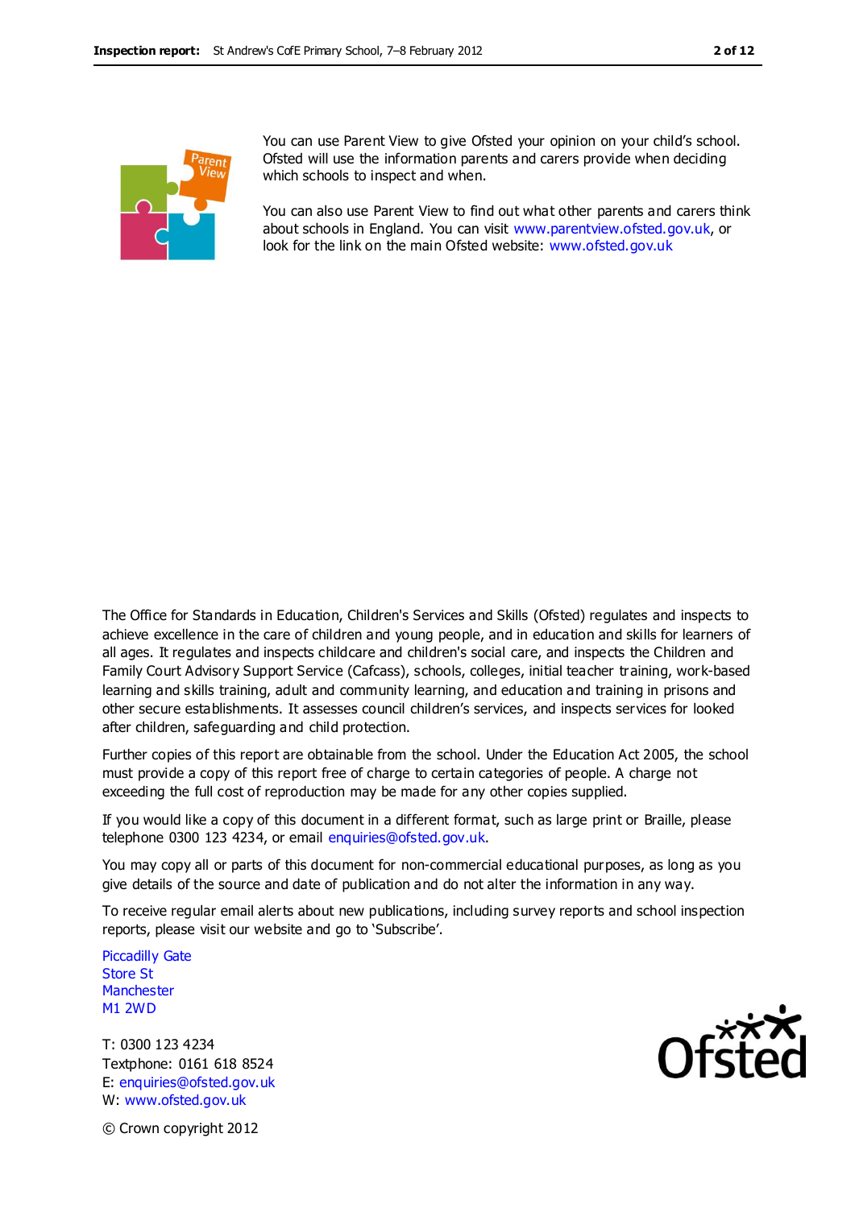You can use Parent View to give Ofsted your opinion on your child's school. Ofsted will use the information parents and carers provide when deciding which schools to inspect and when.

You can also use Parent View to find out what other parents and carers think about schools in England. You can visit www.parentview.ofsted.gov.uk, or look for the link on the main Ofsted website: www.ofsted.gov.uk

The Office for Standards in Education, Children's Services and Skills (Ofsted) regulates and inspects to achieve excellence in the care of children and young people, and in education and skills for learners of all ages. It regulates and inspects childcare and children's social care, and inspects the Children and Family Court Advisory Support Service (Cafcass), schools, colleges, initial teacher training, work-based learning and skills training, adult and community learning, and education and training in prisons and other secure establishments. It assesses council children's services, and inspects services for looked after children, safeguarding and child protection.

Further copies of this report are obtainable from the school. Under the Education Act 2005, the school must provide a copy of this report free of charge to certain categories of people. A charge not exceeding the full cost of reproduction may be made for any other copies supplied.

If you would like a copy of this document in a different format, such as large print or Braille, please telephone 0300 123 4234, or email enquiries@ofsted.gov.uk.

You may copy all or parts of this document for non-commercial educational purposes, as long as you give details of the source and date of publication and do not alter the information in any way.

To receive regular email alerts about new publications, including survey reports and school inspection reports, please visit our website and go to 'Subscribe'.

Piccadilly Gate
Store St
Manchester
M1 2WD

T: 0300 123 4234
Textphone: 0161 618 8524
E: enquiries@ofsted.gov.uk
W: www.ofsted.gov.uk

© Crown copyright 2012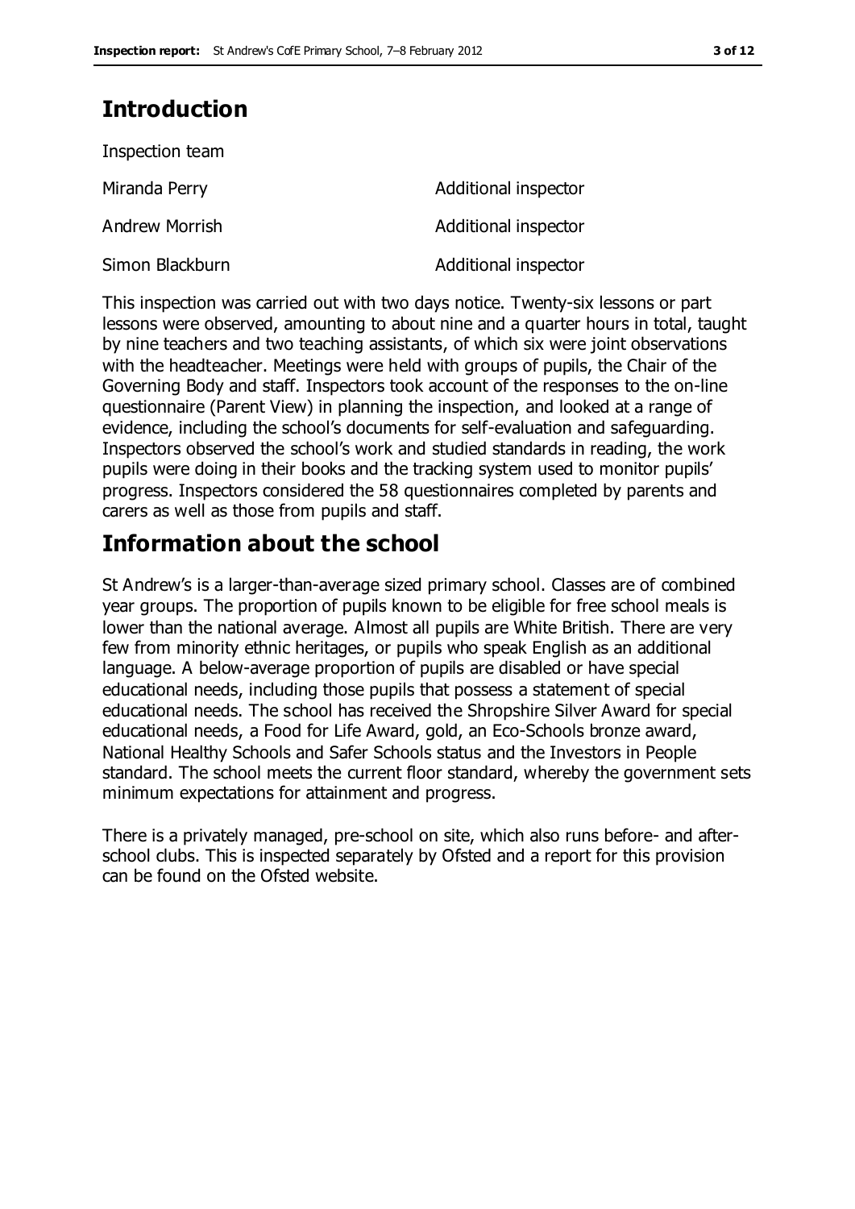## Introduction

Inspection team

| | |
|---|---|
| Miranda Perry | Additional inspector |
| Andrew Morrish | Additional inspector |
| Simon Blackburn | Additional inspector |

This inspection was carried out with two days notice. Twenty-six lessons or part lessons were observed, amounting to about nine and a quarter hours in total, taught by nine teachers and two teaching assistants, of which six were joint observations with the headteacher. Meetings were held with groups of pupils, the Chair of the Governing Body and staff. Inspectors took account of the responses to the on-line questionnaire (Parent View) in planning the inspection, and looked at a range of evidence, including the school's documents for self-evaluation and safeguarding. Inspectors observed the school's work and studied standards in reading, the work pupils were doing in their books and the tracking system used to monitor pupils' progress. Inspectors considered the 58 questionnaires completed by parents and carers as well as those from pupils and staff.

## Information about the school

St Andrew's is a larger-than-average sized primary school. Classes are of combined year groups. The proportion of pupils known to be eligible for free school meals is lower than the national average. Almost all pupils are White British. There are very few from minority ethnic heritages, or pupils who speak English as an additional language. A below-average proportion of pupils are disabled or have special educational needs, including those pupils that possess a statement of special educational needs. The school has received the Shropshire Silver Award for special educational needs, a Food for Life Award, gold, an Eco-Schools bronze award, National Healthy Schools and Safer Schools status and the Investors in People standard. The school meets the current floor standard, whereby the government sets minimum expectations for attainment and progress.

There is a privately managed, pre-school on site, which also runs before- and after-school clubs. This is inspected separately by Ofsted and a report for this provision can be found on the Ofsted website.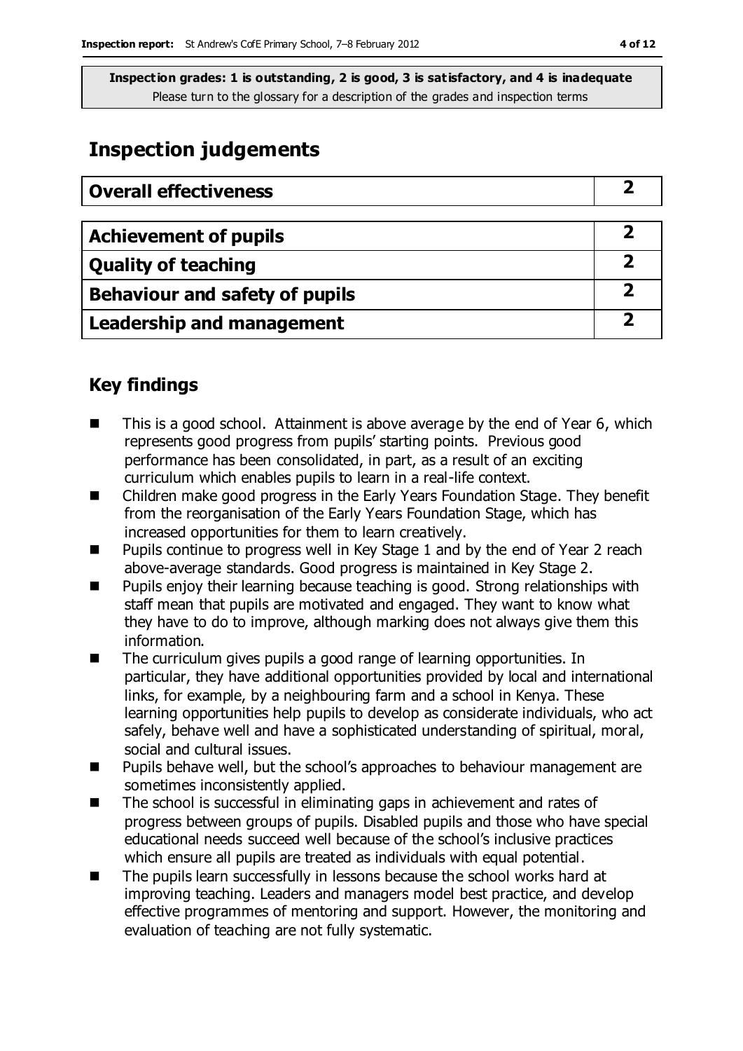**Inspection grades: 1 is outstanding, 2 is good, 3 is satisfactory, and 4 is inadequate**
Please turn to the glossary for a description of the grades and inspection terms

# Inspection judgements

| **Overall effectiveness** | **2** |
|---|---|

| **Achievement of pupils** | **2** |
|---|---|
| **Quality of teaching** | **2** |
| **Behaviour and safety of pupils** | **2** |
| **Leadership and management** | **2** |

## Key findings

- This is a good school. Attainment is above average by the end of Year 6, which represents good progress from pupils' starting points. Previous good performance has been consolidated, in part, as a result of an exciting curriculum which enables pupils to learn in a real-life context.
- Children make good progress in the Early Years Foundation Stage. They benefit from the reorganisation of the Early Years Foundation Stage, which has increased opportunities for them to learn creatively.
- Pupils continue to progress well in Key Stage 1 and by the end of Year 2 reach above-average standards. Good progress is maintained in Key Stage 2.
- Pupils enjoy their learning because teaching is good. Strong relationships with staff mean that pupils are motivated and engaged. They want to know what they have to do to improve, although marking does not always give them this information.
- The curriculum gives pupils a good range of learning opportunities. In particular, they have additional opportunities provided by local and international links, for example, by a neighbouring farm and a school in Kenya. These learning opportunities help pupils to develop as considerate individuals, who act safely, behave well and have a sophisticated understanding of spiritual, moral, social and cultural issues.
- Pupils behave well, but the school's approaches to behaviour management are sometimes inconsistently applied.
- The school is successful in eliminating gaps in achievement and rates of progress between groups of pupils. Disabled pupils and those who have special educational needs succeed well because of the school's inclusive practices which ensure all pupils are treated as individuals with equal potential.
- The pupils learn successfully in lessons because the school works hard at improving teaching. Leaders and managers model best practice, and develop effective programmes of mentoring and support. However, the monitoring and evaluation of teaching are not fully systematic.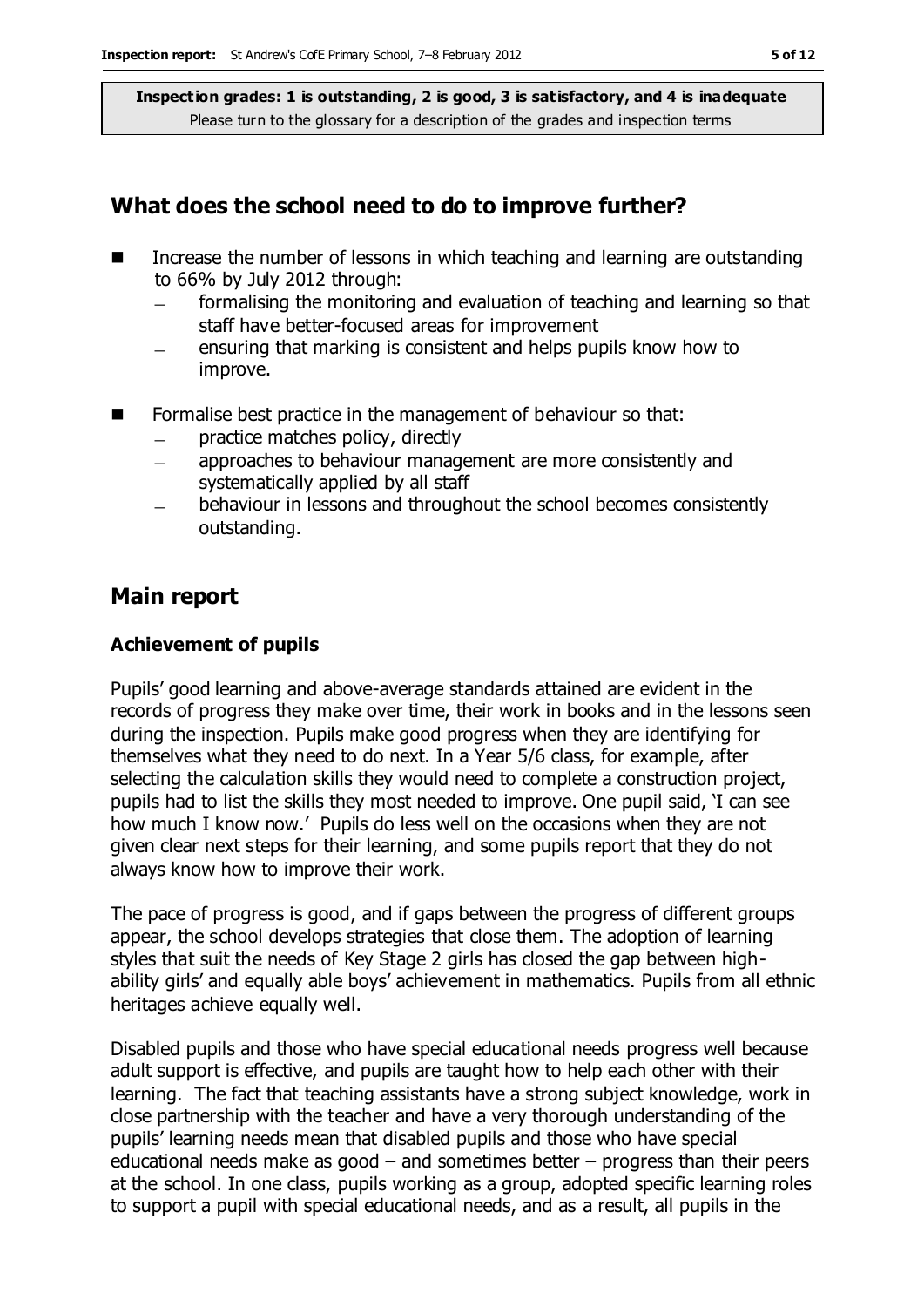**Inspection grades: 1 is outstanding, 2 is good, 3 is satisfactory, and 4 is inadequate**
Please turn to the glossary for a description of the grades and inspection terms

## What does the school need to do to improve further?

- Increase the number of lessons in which teaching and learning are outstanding to 66% by July 2012 through:
  - formalising the monitoring and evaluation of teaching and learning so that staff have better-focused areas for improvement
  - ensuring that marking is consistent and helps pupils know how to improve.
- Formalise best practice in the management of behaviour so that:
  - practice matches policy, directly
  - approaches to behaviour management are more consistently and systematically applied by all staff
  - behaviour in lessons and throughout the school becomes consistently outstanding.

## Main report

### Achievement of pupils

Pupils' good learning and above-average standards attained are evident in the records of progress they make over time, their work in books and in the lessons seen during the inspection. Pupils make good progress when they are identifying for themselves what they need to do next. In a Year 5/6 class, for example, after selecting the calculation skills they would need to complete a construction project, pupils had to list the skills they most needed to improve. One pupil said, 'I can see how much I know now.' Pupils do less well on the occasions when they are not given clear next steps for their learning, and some pupils report that they do not always know how to improve their work.

The pace of progress is good, and if gaps between the progress of different groups appear, the school develops strategies that close them. The adoption of learning styles that suit the needs of Key Stage 2 girls has closed the gap between high-ability girls' and equally able boys' achievement in mathematics. Pupils from all ethnic heritages achieve equally well.

Disabled pupils and those who have special educational needs progress well because adult support is effective, and pupils are taught how to help each other with their learning. The fact that teaching assistants have a strong subject knowledge, work in close partnership with the teacher and have a very thorough understanding of the pupils' learning needs mean that disabled pupils and those who have special educational needs make as good – and sometimes better – progress than their peers at the school. In one class, pupils working as a group, adopted specific learning roles to support a pupil with special educational needs, and as a result, all pupils in the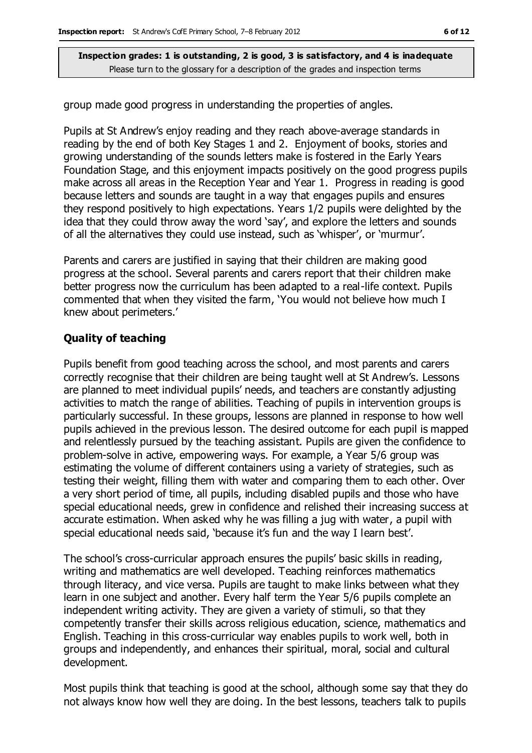group made good progress in understanding the properties of angles.

Pupils at St Andrew's enjoy reading and they reach above-average standards in reading by the end of both Key Stages 1 and 2. Enjoyment of books, stories and growing understanding of the sounds letters make is fostered in the Early Years Foundation Stage, and this enjoyment impacts positively on the good progress pupils make across all areas in the Reception Year and Year 1. Progress in reading is good because letters and sounds are taught in a way that engages pupils and ensures they respond positively to high expectations. Years 1/2 pupils were delighted by the idea that they could throw away the word 'say', and explore the letters and sounds of all the alternatives they could use instead, such as 'whisper', or 'murmur'.

Parents and carers are justified in saying that their children are making good progress at the school. Several parents and carers report that their children make better progress now the curriculum has been adapted to a real-life context. Pupils commented that when they visited the farm, 'You would not believe how much I knew about perimeters.'

### Quality of teaching

Pupils benefit from good teaching across the school, and most parents and carers correctly recognise that their children are being taught well at St Andrew's. Lessons are planned to meet individual pupils' needs, and teachers are constantly adjusting activities to match the range of abilities. Teaching of pupils in intervention groups is particularly successful. In these groups, lessons are planned in response to how well pupils achieved in the previous lesson. The desired outcome for each pupil is mapped and relentlessly pursued by the teaching assistant. Pupils are given the confidence to problem-solve in active, empowering ways. For example, a Year 5/6 group was estimating the volume of different containers using a variety of strategies, such as testing their weight, filling them with water and comparing them to each other. Over a very short period of time, all pupils, including disabled pupils and those who have special educational needs, grew in confidence and relished their increasing success at accurate estimation. When asked why he was filling a jug with water, a pupil with special educational needs said, 'because it's fun and the way I learn best'.

The school's cross-curricular approach ensures the pupils' basic skills in reading, writing and mathematics are well developed. Teaching reinforces mathematics through literacy, and vice versa. Pupils are taught to make links between what they learn in one subject and another. Every half term the Year 5/6 pupils complete an independent writing activity. They are given a variety of stimuli, so that they competently transfer their skills across religious education, science, mathematics and English. Teaching in this cross-curricular way enables pupils to work well, both in groups and independently, and enhances their spiritual, moral, social and cultural development.

Most pupils think that teaching is good at the school, although some say that they do not always know how well they are doing. In the best lessons, teachers talk to pupils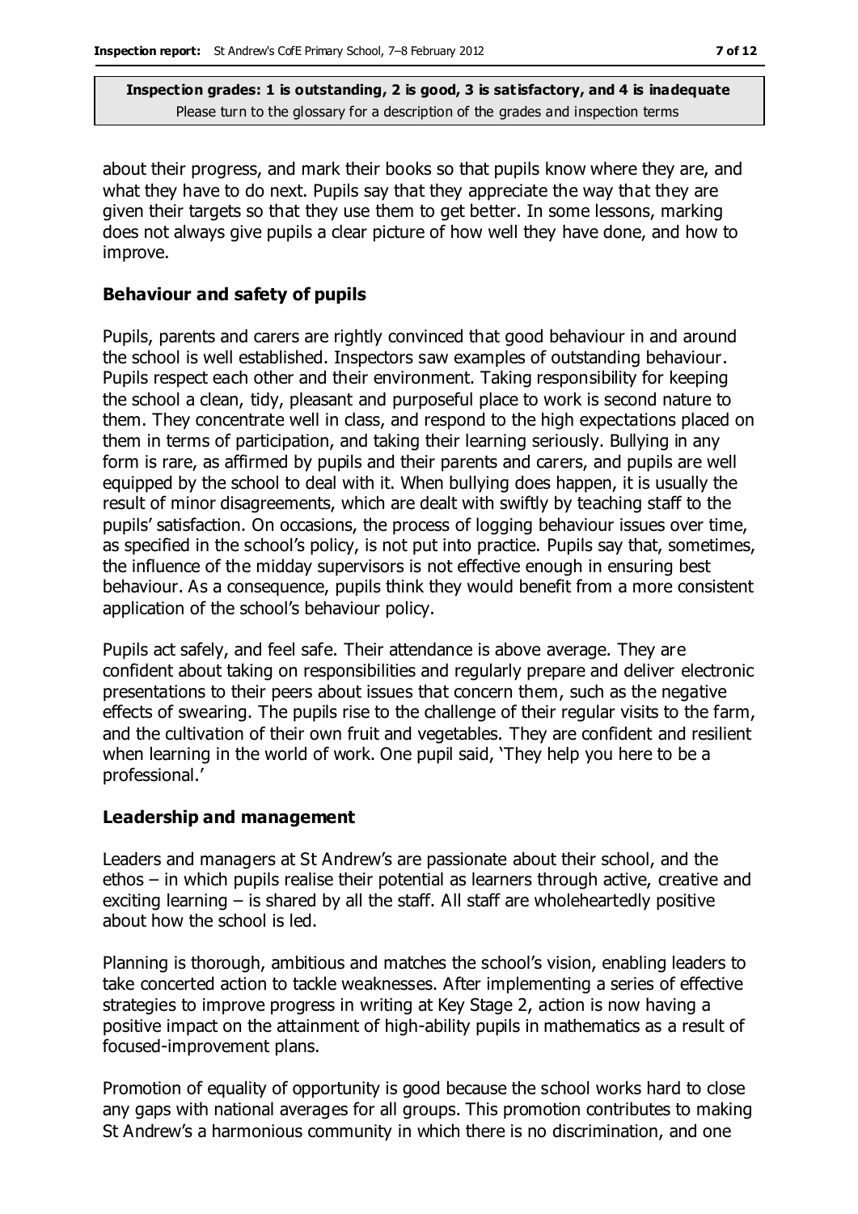about their progress, and mark their books so that pupils know where they are, and what they have to do next. Pupils say that they appreciate the way that they are given their targets so that they use them to get better. In some lessons, marking does not always give pupils a clear picture of how well they have done, and how to improve.

### Behaviour and safety of pupils

Pupils, parents and carers are rightly convinced that good behaviour in and around the school is well established. Inspectors saw examples of outstanding behaviour. Pupils respect each other and their environment. Taking responsibility for keeping the school a clean, tidy, pleasant and purposeful place to work is second nature to them. They concentrate well in class, and respond to the high expectations placed on them in terms of participation, and taking their learning seriously. Bullying in any form is rare, as affirmed by pupils and their parents and carers, and pupils are well equipped by the school to deal with it. When bullying does happen, it is usually the result of minor disagreements, which are dealt with swiftly by teaching staff to the pupils' satisfaction. On occasions, the process of logging behaviour issues over time, as specified in the school's policy, is not put into practice. Pupils say that, sometimes, the influence of the midday supervisors is not effective enough in ensuring best behaviour. As a consequence, pupils think they would benefit from a more consistent application of the school's behaviour policy.

Pupils act safely, and feel safe. Their attendance is above average. They are confident about taking on responsibilities and regularly prepare and deliver electronic presentations to their peers about issues that concern them, such as the negative effects of swearing. The pupils rise to the challenge of their regular visits to the farm, and the cultivation of their own fruit and vegetables. They are confident and resilient when learning in the world of work. One pupil said, 'They help you here to be a professional.'

### Leadership and management

Leaders and managers at St Andrew's are passionate about their school, and the ethos – in which pupils realise their potential as learners through active, creative and exciting learning – is shared by all the staff. All staff are wholeheartedly positive about how the school is led.

Planning is thorough, ambitious and matches the school's vision, enabling leaders to take concerted action to tackle weaknesses. After implementing a series of effective strategies to improve progress in writing at Key Stage 2, action is now having a positive impact on the attainment of high-ability pupils in mathematics as a result of focused-improvement plans.

Promotion of equality of opportunity is good because the school works hard to close any gaps with national averages for all groups. This promotion contributes to making St Andrew's a harmonious community in which there is no discrimination, and one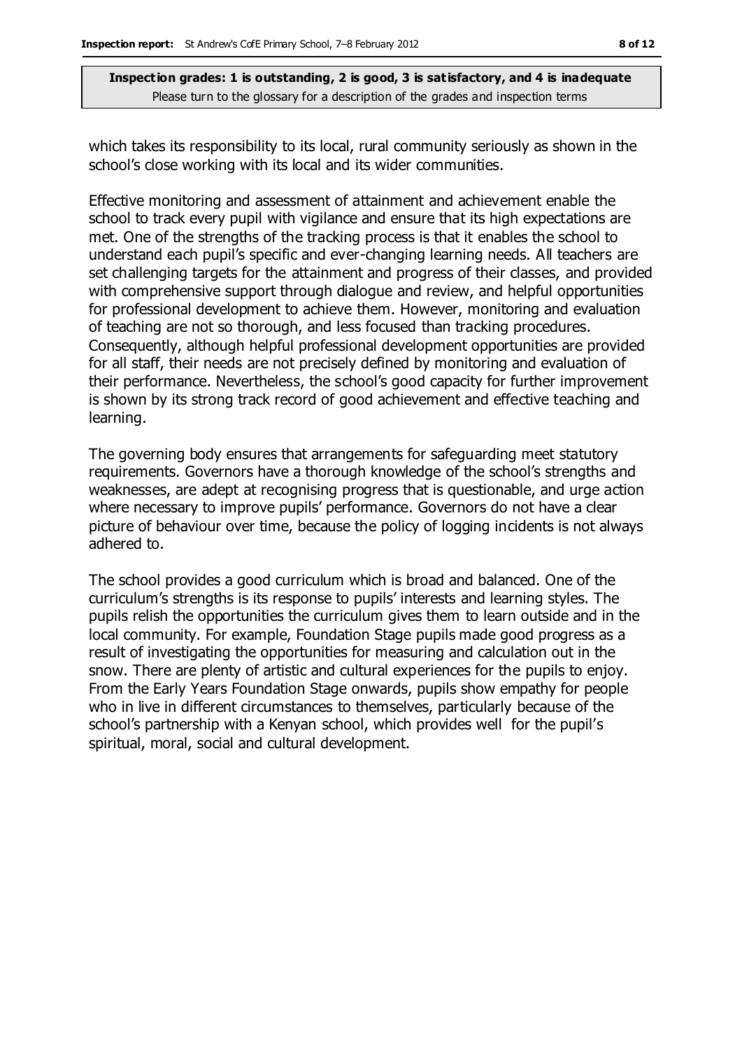which takes its responsibility to its local, rural community seriously as shown in the school's close working with its local and its wider communities.

Effective monitoring and assessment of attainment and achievement enable the school to track every pupil with vigilance and ensure that its high expectations are met. One of the strengths of the tracking process is that it enables the school to understand each pupil's specific and ever-changing learning needs. All teachers are set challenging targets for the attainment and progress of their classes, and provided with comprehensive support through dialogue and review, and helpful opportunities for professional development to achieve them. However, monitoring and evaluation of teaching are not so thorough, and less focused than tracking procedures. Consequently, although helpful professional development opportunities are provided for all staff, their needs are not precisely defined by monitoring and evaluation of their performance. Nevertheless, the school's good capacity for further improvement is shown by its strong track record of good achievement and effective teaching and learning.

The governing body ensures that arrangements for safeguarding meet statutory requirements. Governors have a thorough knowledge of the school's strengths and weaknesses, are adept at recognising progress that is questionable, and urge action where necessary to improve pupils' performance. Governors do not have a clear picture of behaviour over time, because the policy of logging incidents is not always adhered to.

The school provides a good curriculum which is broad and balanced. One of the curriculum's strengths is its response to pupils' interests and learning styles. The pupils relish the opportunities the curriculum gives them to learn outside and in the local community. For example, Foundation Stage pupils made good progress as a result of investigating the opportunities for measuring and calculation out in the snow. There are plenty of artistic and cultural experiences for the pupils to enjoy. From the Early Years Foundation Stage onwards, pupils show empathy for people who in live in different circumstances to themselves, particularly because of the school's partnership with a Kenyan school, which provides well for the pupil's spiritual, moral, social and cultural development.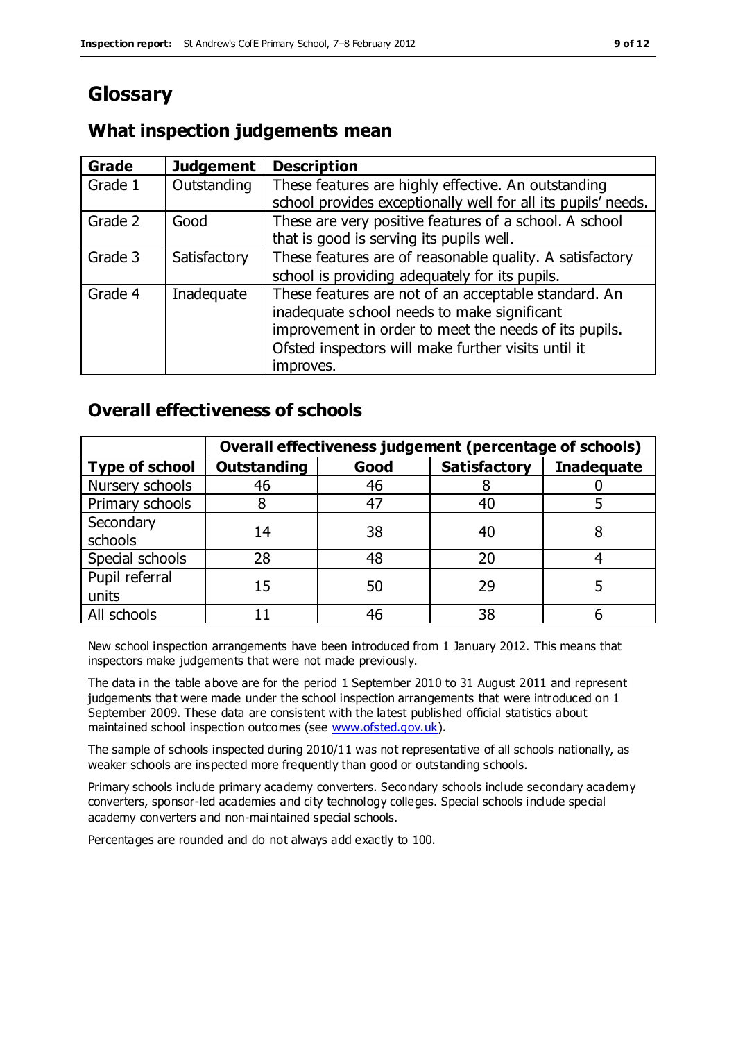# Glossary

## What inspection judgements mean

| Grade | Judgement | Description |
|---|---|---|
| Grade 1 | Outstanding | These features are highly effective. An outstanding school provides exceptionally well for all its pupils' needs. |
| Grade 2 | Good | These are very positive features of a school. A school that is good is serving its pupils well. |
| Grade 3 | Satisfactory | These features are of reasonable quality. A satisfactory school is providing adequately for its pupils. |
| Grade 4 | Inadequate | These features are not of an acceptable standard. An inadequate school needs to make significant improvement in order to meet the needs of its pupils. Ofsted inspectors will make further visits until it improves. |

## Overall effectiveness of schools

| | Overall effectiveness judgement (percentage of schools) | | | |
|---|---|---|---|---|
| **Type of school** | **Outstanding** | **Good** | **Satisfactory** | **Inadequate** |
| Nursery schools | 46 | 46 | 8 | 0 |
| Primary schools | 8 | 47 | 40 | 5 |
| Secondary schools | 14 | 38 | 40 | 8 |
| Special schools | 28 | 48 | 20 | 4 |
| Pupil referral units | 15 | 50 | 29 | 5 |
| All schools | 11 | 46 | 38 | 6 |

New school inspection arrangements have been introduced from 1 January 2012. This means that inspectors make judgements that were not made previously.

The data in the table above are for the period 1 September 2010 to 31 August 2011 and represent judgements that were made under the school inspection arrangements that were introduced on 1 September 2009. These data are consistent with the latest published official statistics about maintained school inspection outcomes (see www.ofsted.gov.uk).

The sample of schools inspected during 2010/11 was not representative of all schools nationally, as weaker schools are inspected more frequently than good or outstanding schools.

Primary schools include primary academy converters. Secondary schools include secondary academy converters, sponsor-led academies and city technology colleges. Special schools include special academy converters and non-maintained special schools.

Percentages are rounded and do not always add exactly to 100.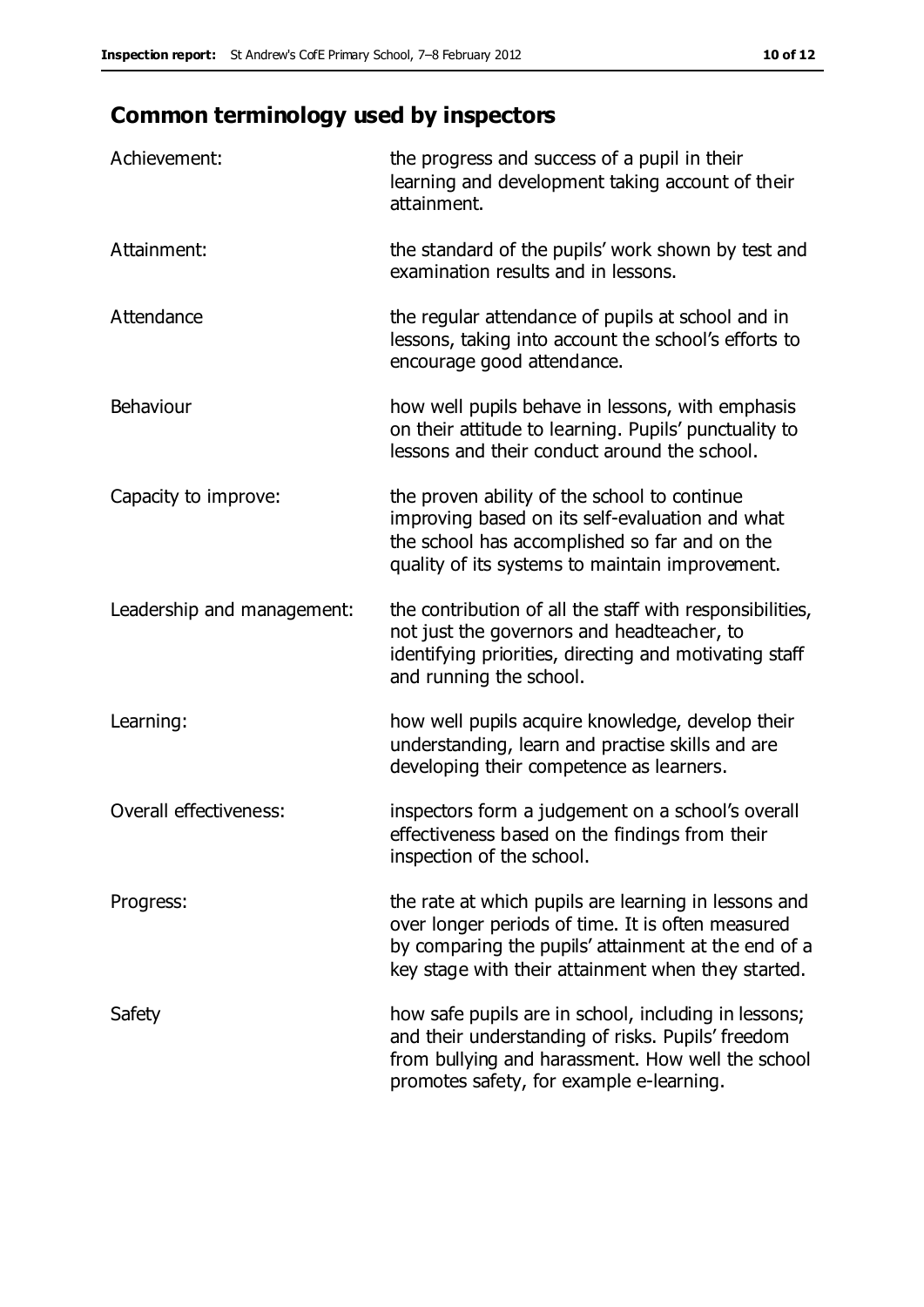## Common terminology used by inspectors

| | |
|---|---|
| Achievement: | the progress and success of a pupil in their learning and development taking account of their attainment. |
| Attainment: | the standard of the pupils' work shown by test and examination results and in lessons. |
| Attendance | the regular attendance of pupils at school and in lessons, taking into account the school's efforts to encourage good attendance. |
| Behaviour | how well pupils behave in lessons, with emphasis on their attitude to learning. Pupils' punctuality to lessons and their conduct around the school. |
| Capacity to improve: | the proven ability of the school to continue improving based on its self-evaluation and what the school has accomplished so far and on the quality of its systems to maintain improvement. |
| Leadership and management: | the contribution of all the staff with responsibilities, not just the governors and headteacher, to identifying priorities, directing and motivating staff and running the school. |
| Learning: | how well pupils acquire knowledge, develop their understanding, learn and practise skills and are developing their competence as learners. |
| Overall effectiveness: | inspectors form a judgement on a school's overall effectiveness based on the findings from their inspection of the school. |
| Progress: | the rate at which pupils are learning in lessons and over longer periods of time. It is often measured by comparing the pupils' attainment at the end of a key stage with their attainment when they started. |
| Safety | how safe pupils are in school, including in lessons; and their understanding of risks. Pupils' freedom from bullying and harassment. How well the school promotes safety, for example e-learning. |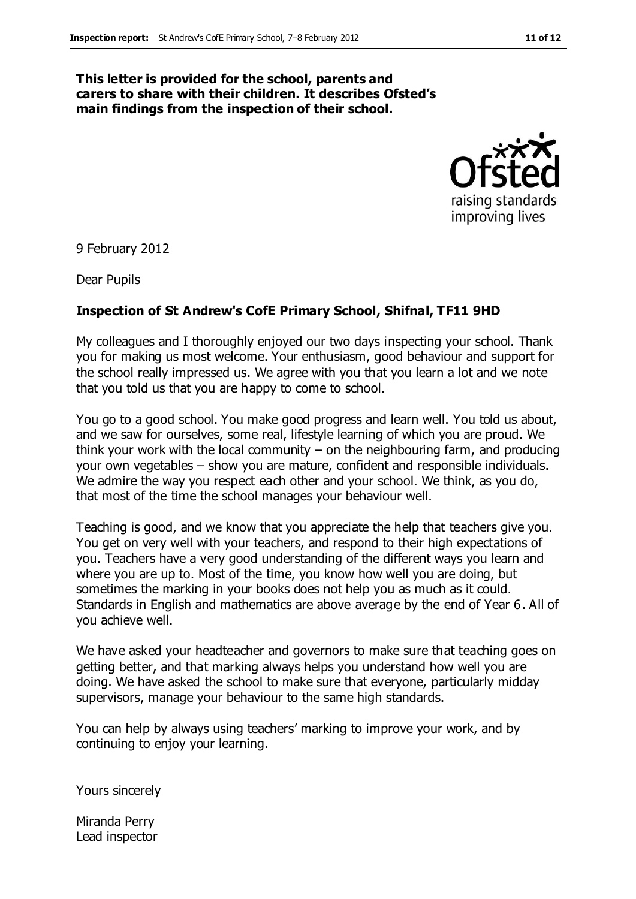**This letter is provided for the school, parents and carers to share with their children. It describes Ofsted's main findings from the inspection of their school.**

9 February 2012

Dear Pupils

**Inspection of St Andrew's CofE Primary School, Shifnal, TF11 9HD**

My colleagues and I thoroughly enjoyed our two days inspecting your school. Thank you for making us most welcome. Your enthusiasm, good behaviour and support for the school really impressed us. We agree with you that you learn a lot and we note that you told us that you are happy to come to school.

You go to a good school. You make good progress and learn well. You told us about, and we saw for ourselves, some real, lifestyle learning of which you are proud. We think your work with the local community – on the neighbouring farm, and producing your own vegetables – show you are mature, confident and responsible individuals. We admire the way you respect each other and your school. We think, as you do, that most of the time the school manages your behaviour well.

Teaching is good, and we know that you appreciate the help that teachers give you. You get on very well with your teachers, and respond to their high expectations of you. Teachers have a very good understanding of the different ways you learn and where you are up to. Most of the time, you know how well you are doing, but sometimes the marking in your books does not help you as much as it could. Standards in English and mathematics are above average by the end of Year 6. All of you achieve well.

We have asked your headteacher and governors to make sure that teaching goes on getting better, and that marking always helps you understand how well you are doing. We have asked the school to make sure that everyone, particularly midday supervisors, manage your behaviour to the same high standards.

You can help by always using teachers' marking to improve your work, and by continuing to enjoy your learning.

Yours sincerely

Miranda Perry
Lead inspector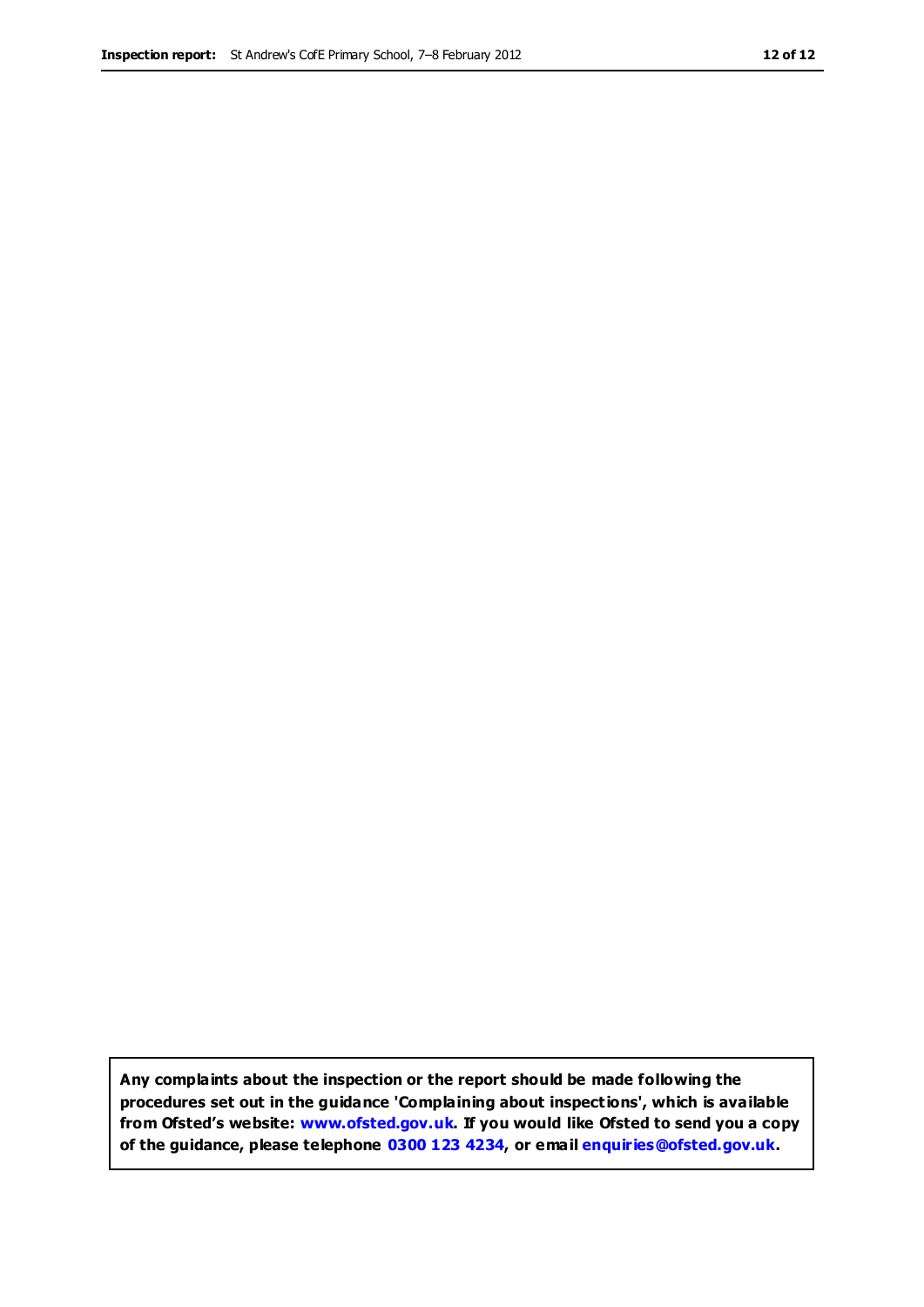**Any complaints about the inspection or the report should be made following the procedures set out in the guidance 'Complaining about inspections', which is available from Ofsted's website: www.ofsted.gov.uk. If you would like Ofsted to send you a copy of the guidance, please telephone 0300 123 4234, or email enquiries@ofsted.gov.uk.**